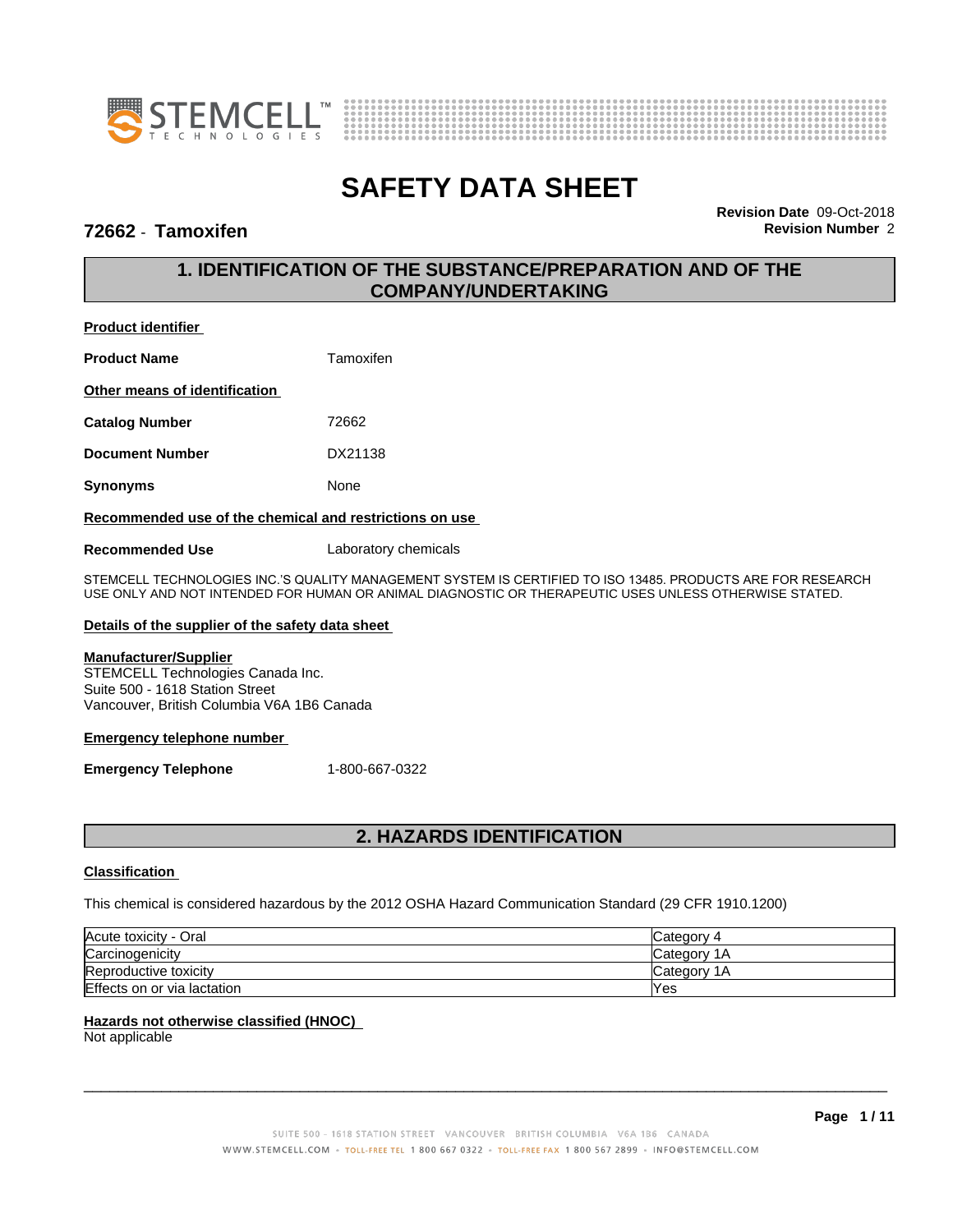# SAFETY DATA SHEET

## 72662 - Tamoxifen

**Revision Date** 09-Oct-2018
**Revision Number** 2

## 1. IDENTIFICATION OF THE SUBSTANCE/PREPARATION AND OF THE COMPANY/UNDERTAKING

**Product identifier**

**Product Name** Tamoxifen

**Other means of identification**

**Catalog Number** 72662

**Document Number** DX21138

**Synonyms** None

**Recommended use of the chemical and restrictions on use**

**Recommended Use** Laboratory chemicals

STEMCELL TECHNOLOGIES INC.'S QUALITY MANAGEMENT SYSTEM IS CERTIFIED TO ISO 13485. PRODUCTS ARE FOR RESEARCH USE ONLY AND NOT INTENDED FOR HUMAN OR ANIMAL DIAGNOSTIC OR THERAPEUTIC USES UNLESS OTHERWISE STATED.

**Details of the supplier of the safety data sheet**

**Manufacturer/Supplier**
STEMCELL Technologies Canada Inc.
Suite 500 - 1618 Station Street
Vancouver, British Columbia V6A 1B6 Canada

**Emergency telephone number**

**Emergency Telephone** 1-800-667-0322

## 2. HAZARDS IDENTIFICATION

**Classification**

This chemical is considered hazardous by the 2012 OSHA Hazard Communication Standard (29 CFR 1910.1200)

| | |
|---|---|
| Acute toxicity - Oral | Category 4 |
| Carcinogenicity | Category 1A |
| Reproductive toxicity | Category 1A |
| Effects on or via lactation | Yes |

**Hazards not otherwise classified (HNOC)**
Not applicable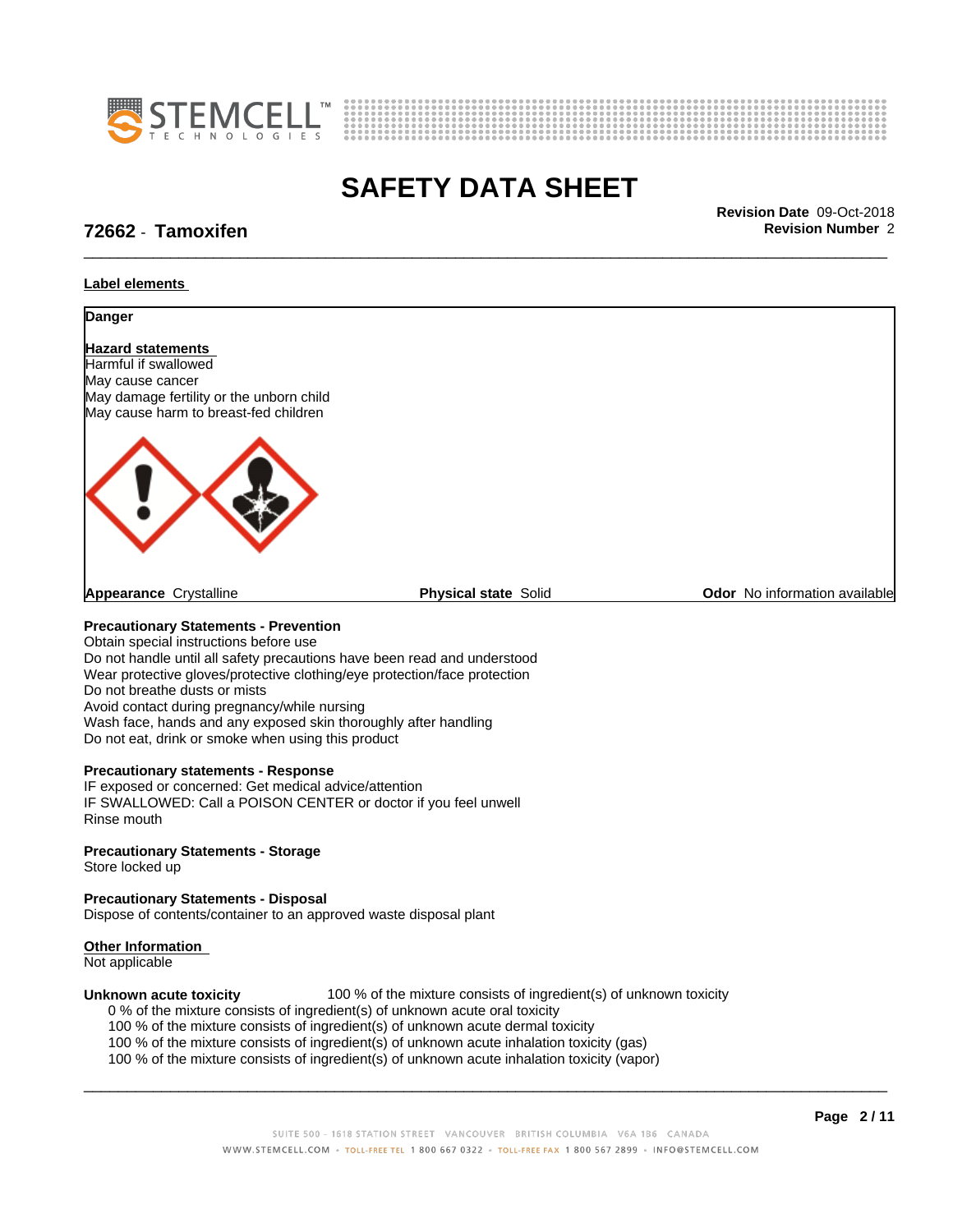## Label elements

**Danger**

**Hazard statements**

Harmful if swallowed
May cause cancer
May damage fertility or the unborn child
May cause harm to breast-fed children

| **Appearance** Crystalline | **Physical state** Solid | **Odor** No information available |
| --- | --- | --- |

**Precautionary Statements - Prevention**

Obtain special instructions before use
Do not handle until all safety precautions have been read and understood
Wear protective gloves/protective clothing/eye protection/face protection
Do not breathe dusts or mists
Avoid contact during pregnancy/while nursing
Wash face, hands and any exposed skin thoroughly after handling
Do not eat, drink or smoke when using this product

**Precautionary statements - Response**

IF exposed or concerned: Get medical advice/attention
IF SWALLOWED: Call a POISON CENTER or doctor if you feel unwell
Rinse mouth

**Precautionary Statements - Storage**

Store locked up

**Precautionary Statements - Disposal**

Dispose of contents/container to an approved waste disposal plant

## Other Information

Not applicable

**Unknown acute toxicity** 100 % of the mixture consists of ingredient(s) of unknown toxicity

0 % of the mixture consists of ingredient(s) of unknown acute oral toxicity
100 % of the mixture consists of ingredient(s) of unknown acute dermal toxicity
100 % of the mixture consists of ingredient(s) of unknown acute inhalation toxicity (gas)
100 % of the mixture consists of ingredient(s) of unknown acute inhalation toxicity (vapor)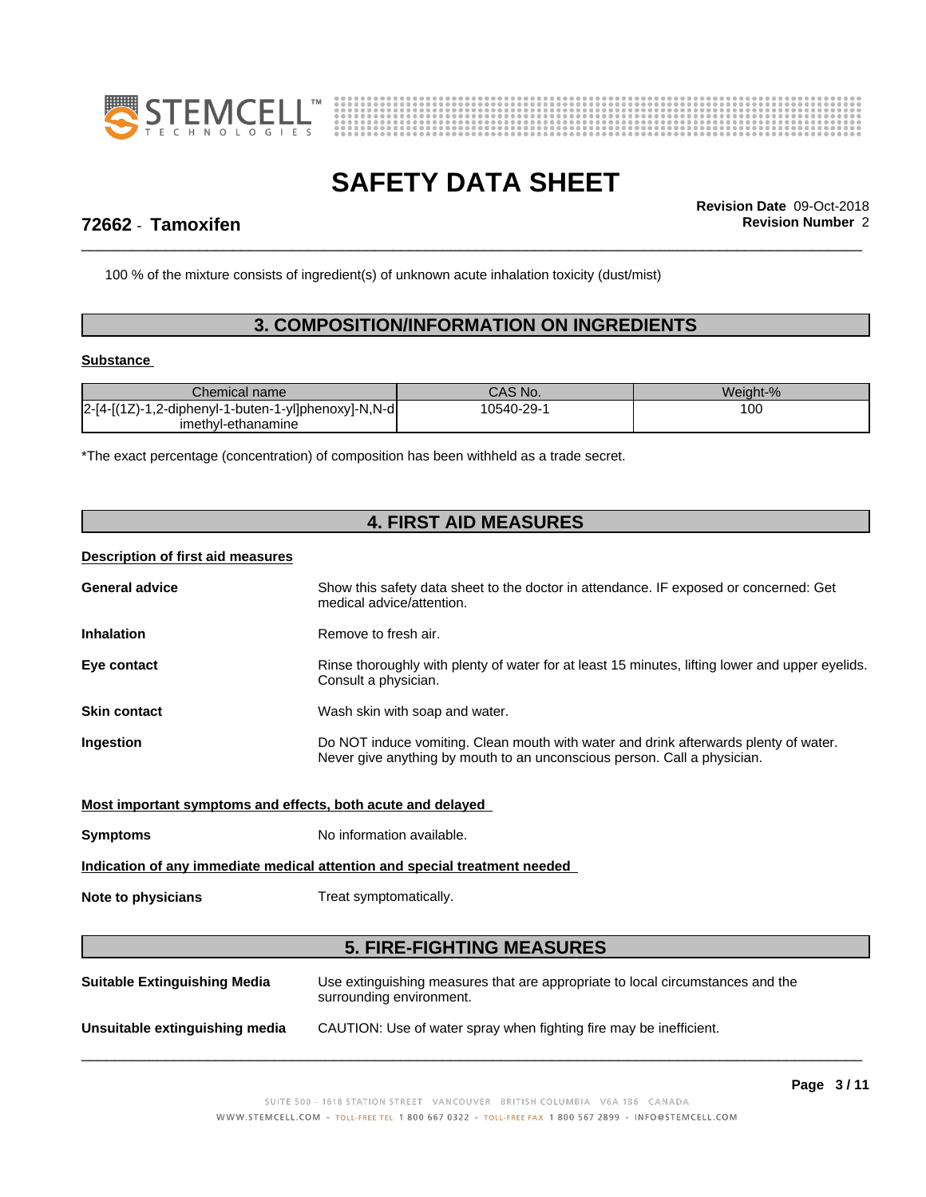100 % of the mixture consists of ingredient(s) of unknown acute inhalation toxicity (dust/mist)

## 3. COMPOSITION/INFORMATION ON INGREDIENTS

**Substance**

| Chemical name | CAS No. | Weight-% |
|---|---|---|
| 2-[4-[(1Z)-1,2-diphenyl-1-buten-1-yl]phenoxy]-N,N-dimethyl-ethanamine | 10540-29-1 | 100 |

*The exact percentage (concentration) of composition has been withheld as a trade secret.

## 4. FIRST AID MEASURES

**Description of first aid measures**

**General advice** Show this safety data sheet to the doctor in attendance. IF exposed or concerned: Get medical advice/attention.

**Inhalation** Remove to fresh air.

**Eye contact** Rinse thoroughly with plenty of water for at least 15 minutes, lifting lower and upper eyelids. Consult a physician.

**Skin contact** Wash skin with soap and water.

**Ingestion** Do NOT induce vomiting. Clean mouth with water and drink afterwards plenty of water. Never give anything by mouth to an unconscious person. Call a physician.

**Most important symptoms and effects, both acute and delayed**

**Symptoms** No information available.

**Indication of any immediate medical attention and special treatment needed**

**Note to physicians** Treat symptomatically.

## 5. FIRE-FIGHTING MEASURES

**Suitable Extinguishing Media** Use extinguishing measures that are appropriate to local circumstances and the surrounding environment.

**Unsuitable extinguishing media** CAUTION: Use of water spray when fighting fire may be inefficient.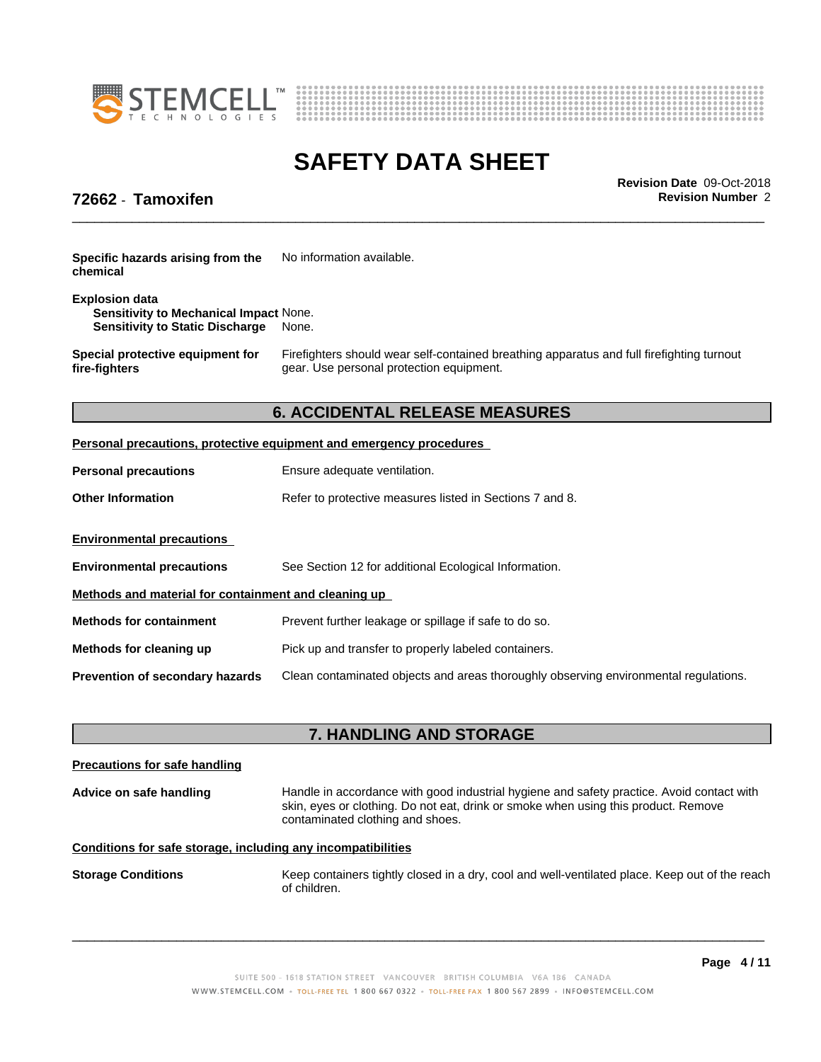| | |
|---|---|
| **Specific hazards arising from the chemical** | No information available. |

**Explosion data**
**Sensitivity to Mechanical Impact** None.
**Sensitivity to Static Discharge** None.

| | |
|---|---|
| **Special protective equipment for fire-fighters** | Firefighters should wear self-contained breathing apparatus and full firefighting turnout gear. Use personal protection equipment. |

## 6. ACCIDENTAL RELEASE MEASURES

**Personal precautions, protective equipment and emergency procedures**

| | |
|---|---|
| **Personal precautions** | Ensure adequate ventilation. |
| **Other Information** | Refer to protective measures listed in Sections 7 and 8. |

**Environmental precautions**

| | |
|---|---|
| **Environmental precautions** | See Section 12 for additional Ecological Information. |

**Methods and material for containment and cleaning up**

| | |
|---|---|
| **Methods for containment** | Prevent further leakage or spillage if safe to do so. |
| **Methods for cleaning up** | Pick up and transfer to properly labeled containers. |
| **Prevention of secondary hazards** | Clean contaminated objects and areas thoroughly observing environmental regulations. |

## 7. HANDLING AND STORAGE

**Precautions for safe handling**

| | |
|---|---|
| **Advice on safe handling** | Handle in accordance with good industrial hygiene and safety practice. Avoid contact with skin, eyes or clothing. Do not eat, drink or smoke when using this product. Remove contaminated clothing and shoes. |

**Conditions for safe storage, including any incompatibilities**

| | |
|---|---|
| **Storage Conditions** | Keep containers tightly closed in a dry, cool and well-ventilated place. Keep out of the reach of children. |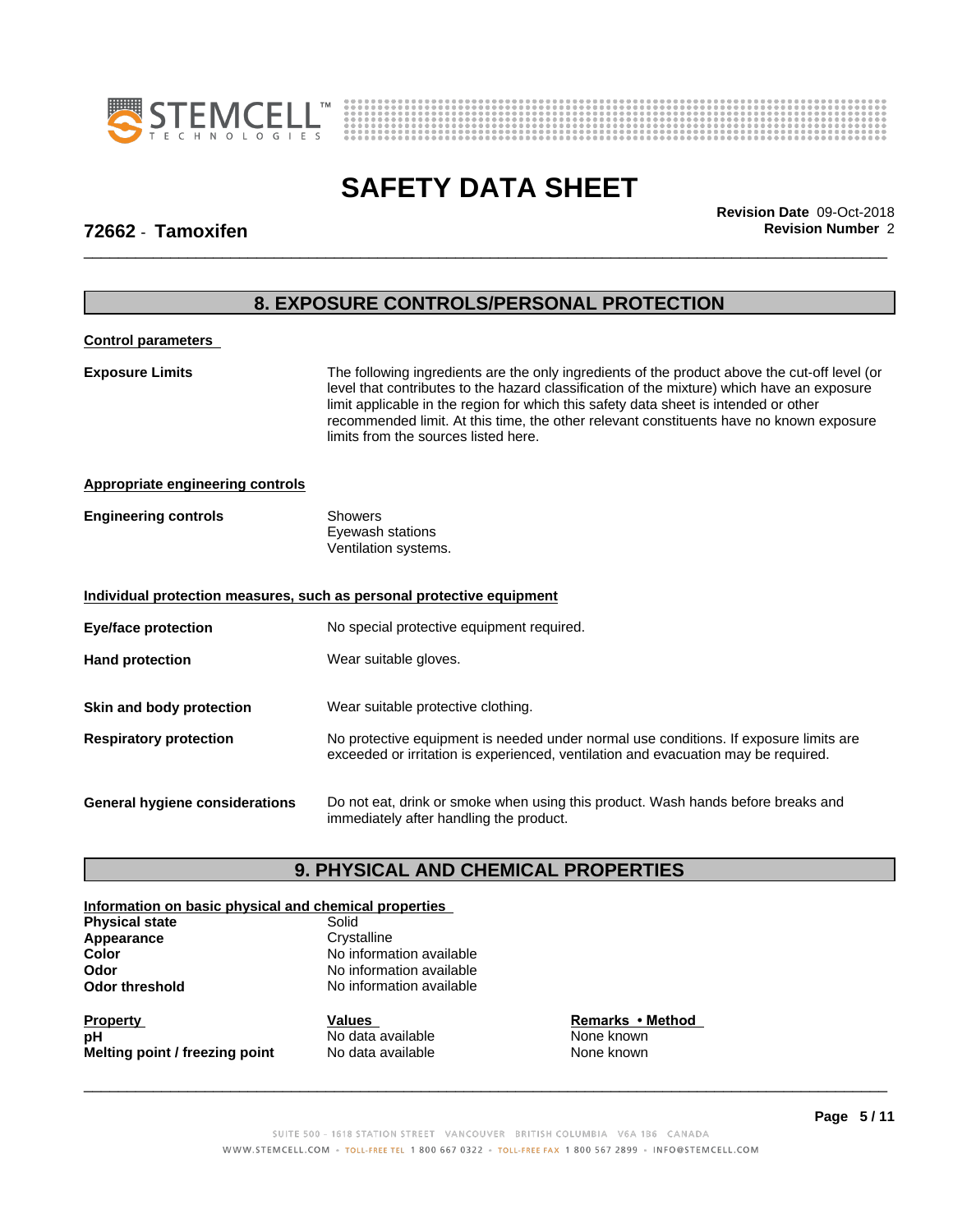## 8. EXPOSURE CONTROLS/PERSONAL PROTECTION

### Control parameters

**Exposure Limits** The following ingredients are the only ingredients of the product above the cut-off level (or level that contributes to the hazard classification of the mixture) which have an exposure limit applicable in the region for which this safety data sheet is intended or other recommended limit. At this time, the other relevant constituents have no known exposure limits from the sources listed here.

### Appropriate engineering controls

**Engineering controls** Showers
Eyewash stations
Ventilation systems.

### Individual protection measures, such as personal protective equipment

**Eye/face protection** No special protective equipment required.

**Hand protection** Wear suitable gloves.

**Skin and body protection** Wear suitable protective clothing.

**Respiratory protection** No protective equipment is needed under normal use conditions. If exposure limits are exceeded or irritation is experienced, ventilation and evacuation may be required.

**General hygiene considerations** Do not eat, drink or smoke when using this product. Wash hands before breaks and immediately after handling the product.

## 9. PHYSICAL AND CHEMICAL PROPERTIES

### Information on basic physical and chemical properties

**Physical state** Solid
**Appearance** Crystalline
**Color** No information available
**Odor** No information available
**Odor threshold** No information available

| Property | Values | Remarks • Method |
|---|---|---|
| **pH** | No data available | None known |
| **Melting point / freezing point** | No data available | None known |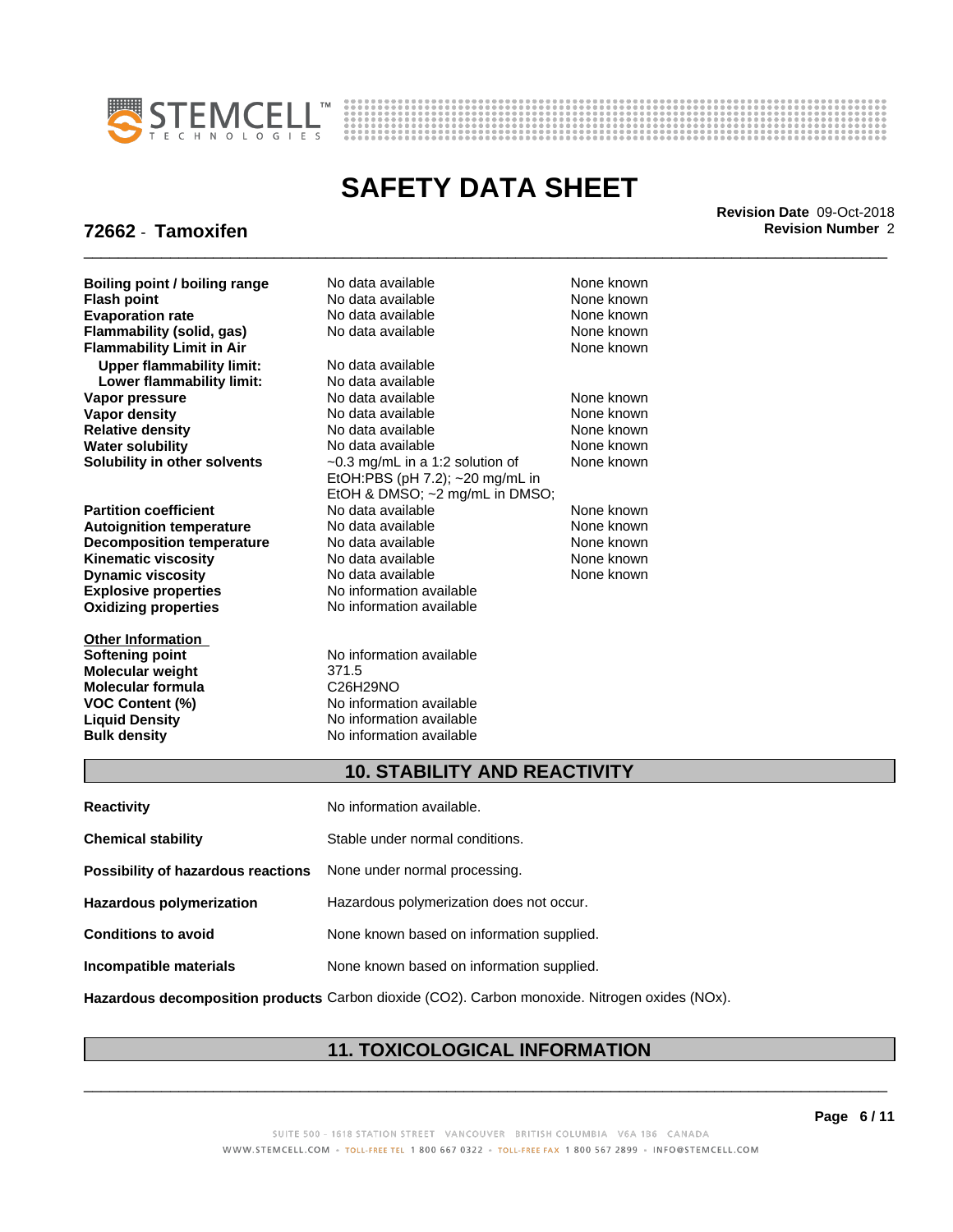| Property | Value | Remarks |
|---|---|---|
| **Boiling point / boiling range** | No data available | None known |
| **Flash point** | No data available | None known |
| **Evaporation rate** | No data available | None known |
| **Flammability (solid, gas)** | No data available | None known |
| **Flammability Limit in Air** | | None known |
| **Upper flammability limit:** | No data available | |
| **Lower flammability limit:** | No data available | |
| **Vapor pressure** | No data available | None known |
| **Vapor density** | No data available | None known |
| **Relative density** | No data available | None known |
| **Water solubility** | No data available | None known |
| **Solubility in other solvents** | ~0.3 mg/mL in a 1:2 solution of EtOH:PBS (pH 7.2); ~20 mg/mL in EtOH & DMSO; ~2 mg/mL in DMSO; | None known |
| **Partition coefficient** | No data available | None known |
| **Autoignition temperature** | No data available | None known |
| **Decomposition temperature** | No data available | None known |
| **Kinematic viscosity** | No data available | None known |
| **Dynamic viscosity** | No data available | None known |
| **Explosive properties** | No information available | |
| **Oxidizing properties** | No information available | |

**Other Information**

| | |
|---|---|
| **Softening point** | No information available |
| **Molecular weight** | 371.5 |
| **Molecular formula** | $C_{26}H_{29}NO$ |
| **VOC Content (%)** | No information available |
| **Liquid Density** | No information available |
| **Bulk density** | No information available |

## 10. STABILITY AND REACTIVITY

**Reactivity** No information available.

**Chemical stability** Stable under normal conditions.

**Possibility of hazardous reactions** None under normal processing.

**Hazardous polymerization** Hazardous polymerization does not occur.

**Conditions to avoid** None known based on information supplied.

**Incompatible materials** None known based on information supplied.

**Hazardous decomposition products** Carbon dioxide ($CO_2$). Carbon monoxide. Nitrogen oxides (NOx).

## 11. TOXICOLOGICAL INFORMATION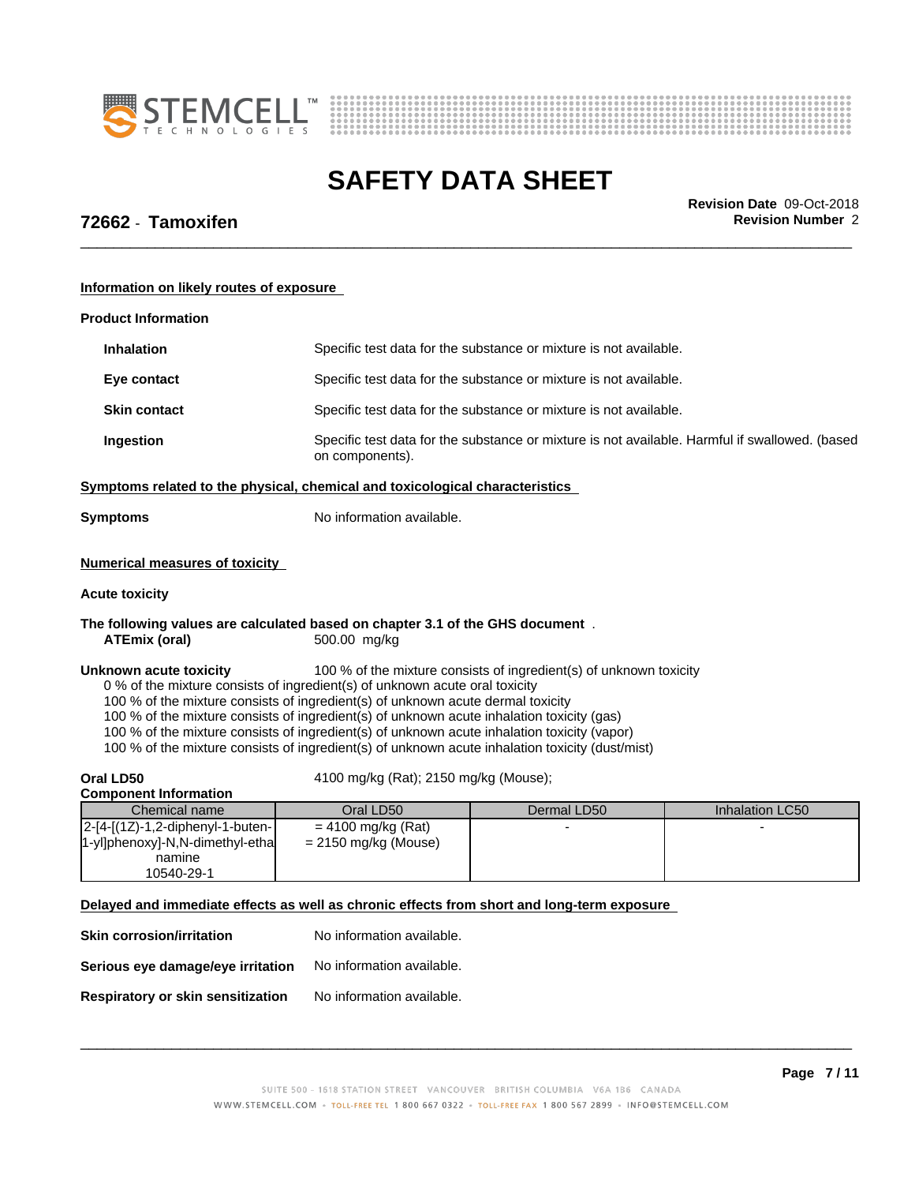### Information on likely routes of exposure

**Product Information**

**Inhalation** Specific test data for the substance or mixture is not available.

**Eye contact** Specific test data for the substance or mixture is not available.

**Skin contact** Specific test data for the substance or mixture is not available.

**Ingestion** Specific test data for the substance or mixture is not available. Harmful if swallowed. (based on components).

### Symptoms related to the physical, chemical and toxicological characteristics

**Symptoms** No information available.

### Numerical measures of toxicity

**Acute toxicity**

**The following values are calculated based on chapter 3.1 of the GHS document** .

**ATEmix (oral)** 500.00 mg/kg

**Unknown acute toxicity** 100 % of the mixture consists of ingredient(s) of unknown toxicity

0 % of the mixture consists of ingredient(s) of unknown acute oral toxicity
100 % of the mixture consists of ingredient(s) of unknown acute dermal toxicity
100 % of the mixture consists of ingredient(s) of unknown acute inhalation toxicity (gas)
100 % of the mixture consists of ingredient(s) of unknown acute inhalation toxicity (vapor)
100 % of the mixture consists of ingredient(s) of unknown acute inhalation toxicity (dust/mist)

**Oral LD50** 4100 mg/kg (Rat); 2150 mg/kg (Mouse);

**Component Information**

| Chemical name | Oral LD50 | Dermal LD50 | Inhalation LC50 |
|---|---|---|---|
| 2-[4-[(1Z)-1,2-diphenyl-1-buten-1-yl]phenoxy]-N,N-dimethyl-ethanamine 10540-29-1 | = 4100 mg/kg (Rat) = 2150 mg/kg (Mouse) | - | - |

### Delayed and immediate effects as well as chronic effects from short and long-term exposure

**Skin corrosion/irritation** No information available.

**Serious eye damage/eye irritation** No information available.

**Respiratory or skin sensitization** No information available.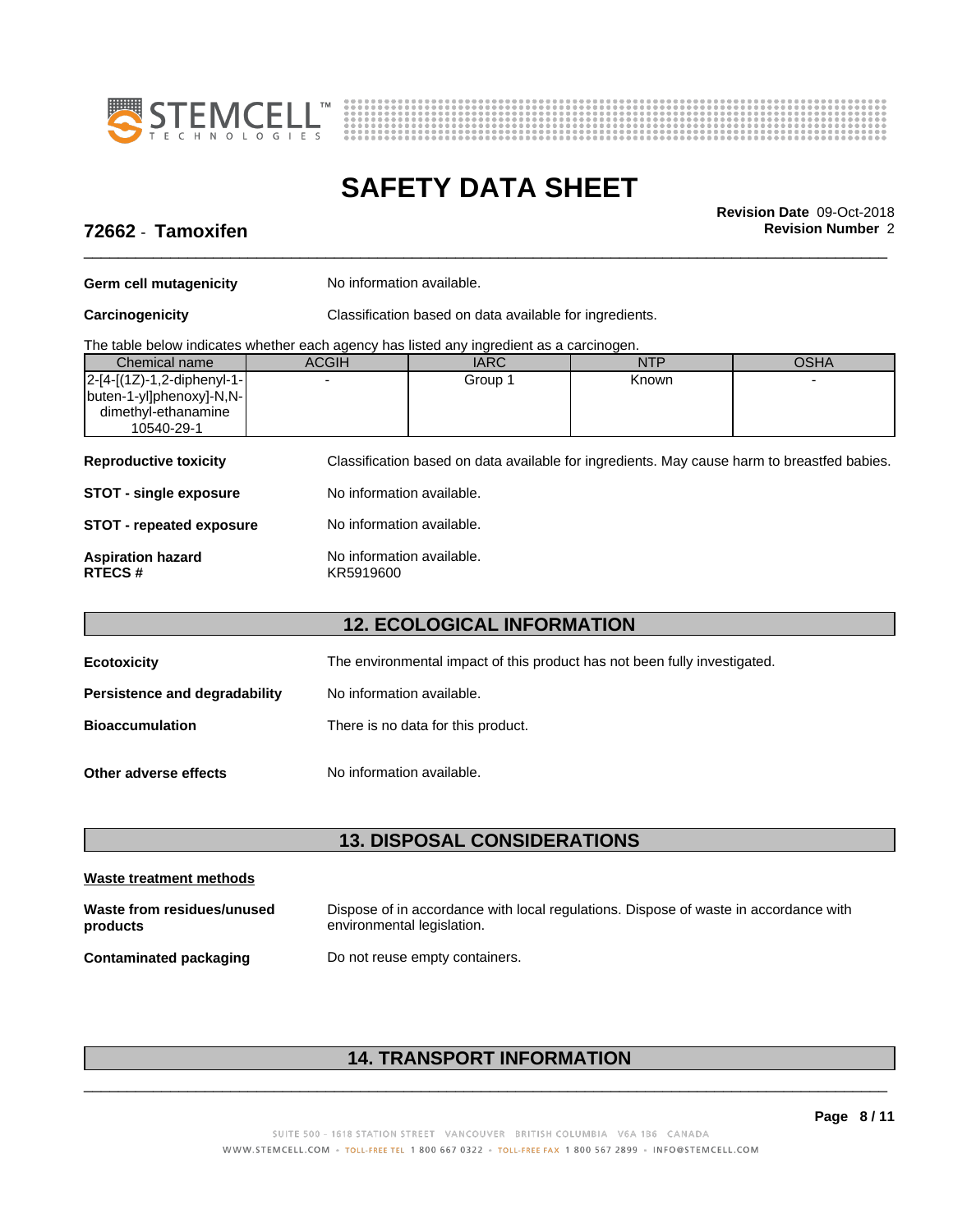**Germ cell mutagenicity** No information available.

**Carcinogenicity** Classification based on data available for ingredients.

The table below indicates whether each agency has listed any ingredient as a carcinogen.

| Chemical name | ACGIH | IARC | NTP | OSHA |
|---|---|---|---|---|
| 2-[4-[(1Z)-1,2-diphenyl-1-buten-1-yl]phenoxy]-N,N-dimethyl-ethanamine 10540-29-1 | - | Group 1 | Known | - |

**Reproductive toxicity** Classification based on data available for ingredients. May cause harm to breastfed babies.

**STOT - single exposure** No information available.

**STOT - repeated exposure** No information available.

**Aspiration hazard** No information available.
**RTECS #** KR5919600

## 12. ECOLOGICAL INFORMATION

**Ecotoxicity** The environmental impact of this product has not been fully investigated.

**Persistence and degradability** No information available.

**Bioaccumulation** There is no data for this product.

**Other adverse effects** No information available.

## 13. DISPOSAL CONSIDERATIONS

**Waste treatment methods**

**Waste from residues/unused products** Dispose of in accordance with local regulations. Dispose of waste in accordance with environmental legislation.

**Contaminated packaging** Do not reuse empty containers.

## 14. TRANSPORT INFORMATION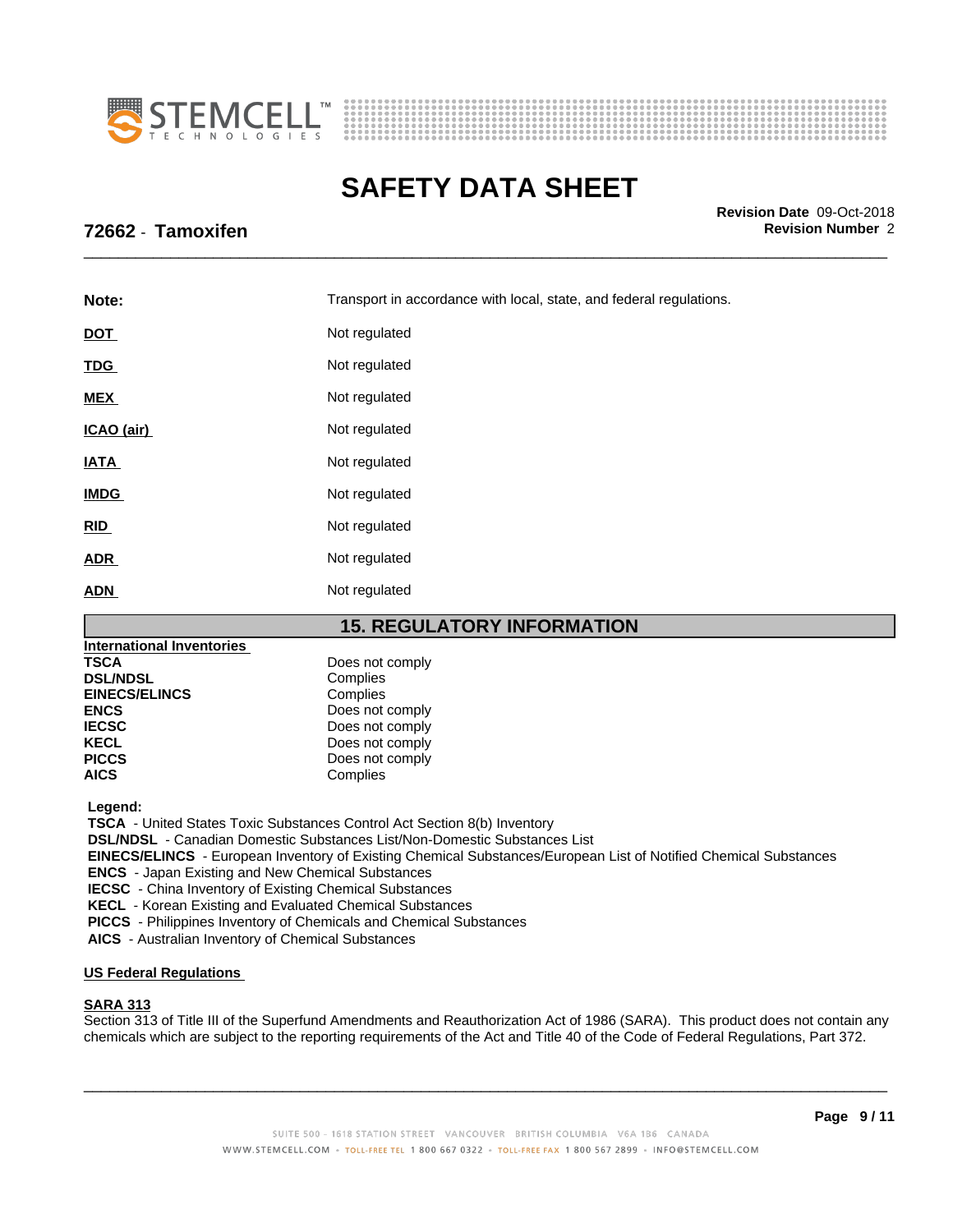| | |
|---|---|
| **Note:** | Transport in accordance with local, state, and federal regulations. |
| **DOT** | Not regulated |
| **TDG** | Not regulated |
| **MEX** | Not regulated |
| **ICAO (air)** | Not regulated |
| **IATA** | Not regulated |
| **IMDG** | Not regulated |
| **RID** | Not regulated |
| **ADR** | Not regulated |
| **ADN** | Not regulated |

## 15. REGULATORY INFORMATION

**International Inventories**

| | |
|---|---|
| **TSCA** | Does not comply |
| **DSL/NDSL** | Complies |
| **EINECS/ELINCS** | Complies |
| **ENCS** | Does not comply |
| **IECSC** | Does not comply |
| **KECL** | Does not comply |
| **PICCS** | Does not comply |
| **AICS** | Complies |

**Legend:**

**TSCA** - United States Toxic Substances Control Act Section 8(b) Inventory
**DSL/NDSL** - Canadian Domestic Substances List/Non-Domestic Substances List
**EINECS/ELINCS** - European Inventory of Existing Chemical Substances/European List of Notified Chemical Substances
**ENCS** - Japan Existing and New Chemical Substances
**IECSC** - China Inventory of Existing Chemical Substances
**KECL** - Korean Existing and Evaluated Chemical Substances
**PICCS** - Philippines Inventory of Chemicals and Chemical Substances
**AICS** - Australian Inventory of Chemical Substances

**US Federal Regulations**

**SARA 313**

Section 313 of Title III of the Superfund Amendments and Reauthorization Act of 1986 (SARA). This product does not contain any chemicals which are subject to the reporting requirements of the Act and Title 40 of the Code of Federal Regulations, Part 372.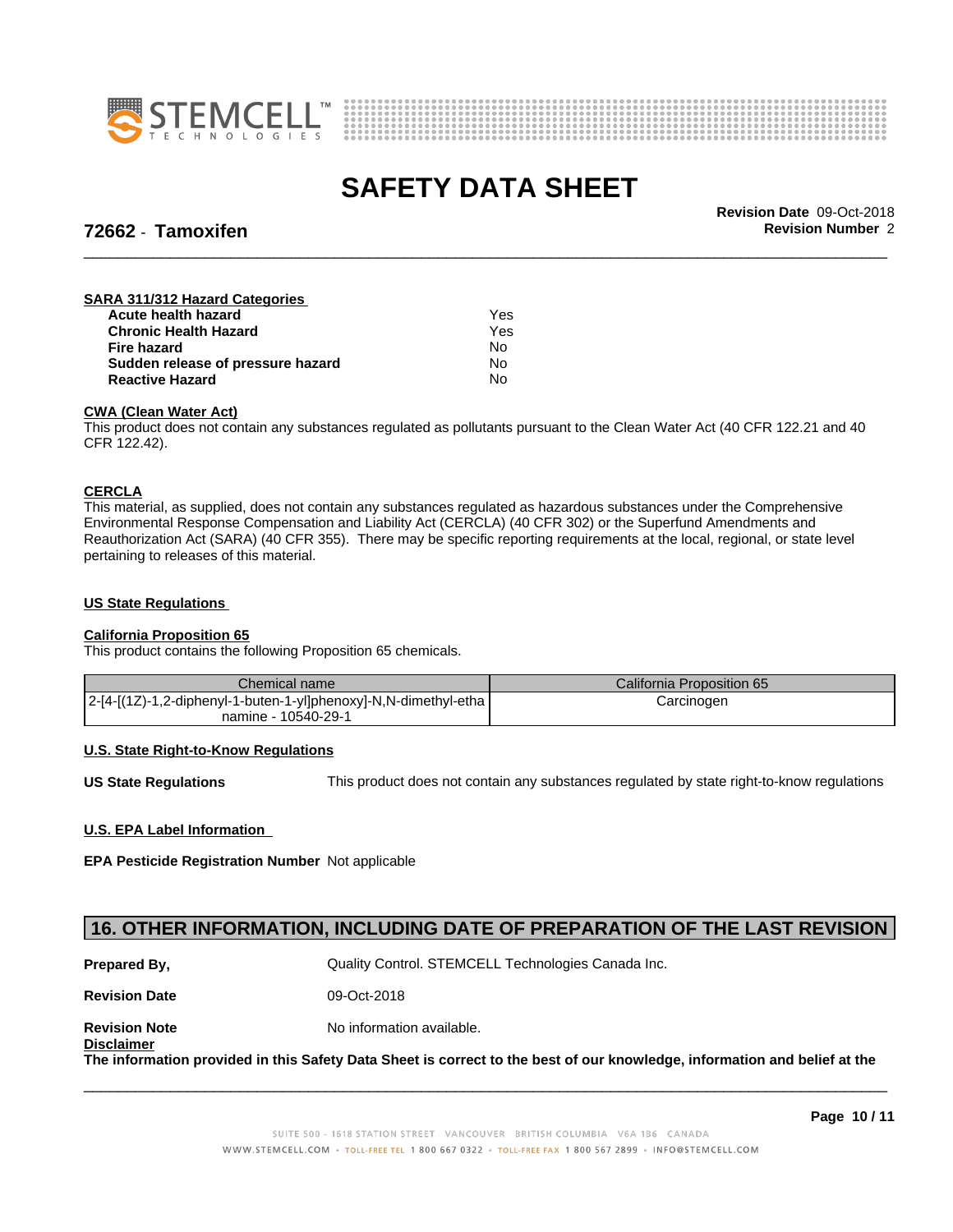**SARA 311/312 Hazard Categories**

| | |
|---|---|
| **Acute health hazard** | Yes |
| **Chronic Health Hazard** | Yes |
| **Fire hazard** | No |
| **Sudden release of pressure hazard** | No |
| **Reactive Hazard** | No |

**CWA (Clean Water Act)**

This product does not contain any substances regulated as pollutants pursuant to the Clean Water Act (40 CFR 122.21 and 40 CFR 122.42).

**CERCLA**

This material, as supplied, does not contain any substances regulated as hazardous substances under the Comprehensive Environmental Response Compensation and Liability Act (CERCLA) (40 CFR 302) or the Superfund Amendments and Reauthorization Act (SARA) (40 CFR 355). There may be specific reporting requirements at the local, regional, or state level pertaining to releases of this material.

**US State Regulations**

**California Proposition 65**

This product contains the following Proposition 65 chemicals.

| Chemical name | California Proposition 65 |
|---|---|
| 2-[4-[(1Z)-1,2-diphenyl-1-buten-1-yl]phenoxy]-N,N-dimethyl-ethanamine - 10540-29-1 | Carcinogen |

**U.S. State Right-to-Know Regulations**

**US State Regulations** This product does not contain any substances regulated by state right-to-know regulations

**U.S. EPA Label Information**

**EPA Pesticide Registration Number** Not applicable

## 16. OTHER INFORMATION, INCLUDING DATE OF PREPARATION OF THE LAST REVISION

**Prepared By,** Quality Control. STEMCELL Technologies Canada Inc.

**Revision Date** 09-Oct-2018

**Revision Note** No information available.

**Disclaimer**

**The information provided in this Safety Data Sheet is correct to the best of our knowledge, information and belief at the**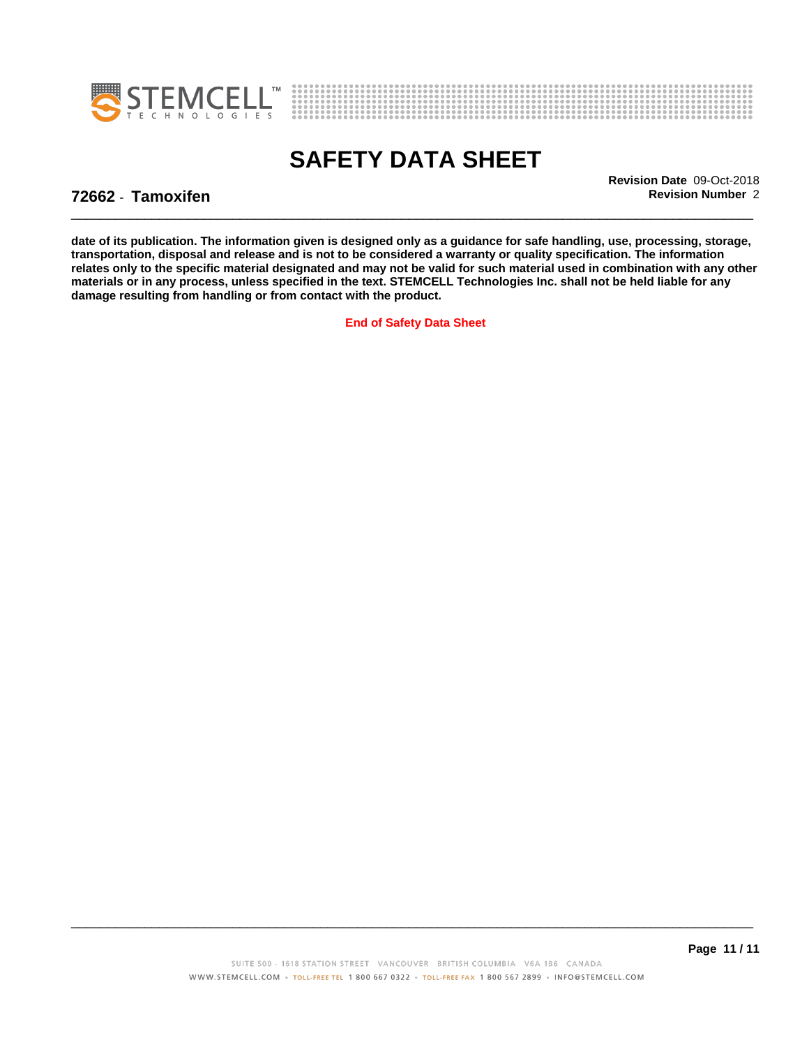**date of its publication. The information given is designed only as a guidance for safe handling, use, processing, storage, transportation, disposal and release and is not to be considered a warranty or quality specification. The information relates only to the specific material designated and may not be valid for such material used in combination with any other materials or in any process, unless specified in the text. STEMCELL Technologies Inc. shall not be held liable for any damage resulting from handling or from contact with the product.**

**End of Safety Data Sheet**